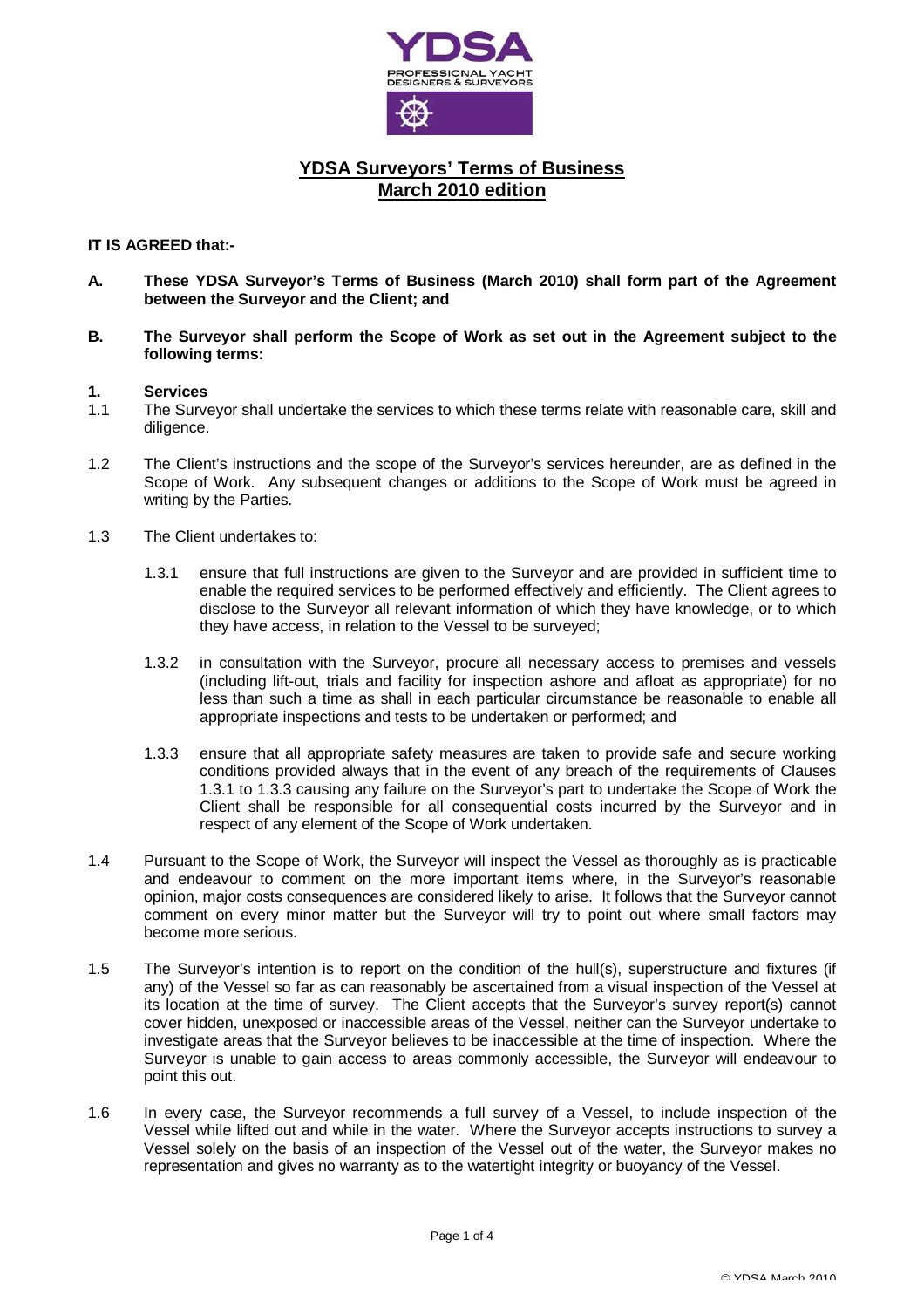# YDSA Surveyors' Terms of Business
## March 2010 edition

**IT IS AGREED that:-**

**A. These YDSA Surveyor's Terms of Business (March 2010) shall form part of the Agreement between the Surveyor and the Client; and**

**B. The Surveyor shall perform the Scope of Work as set out in the Agreement subject to the following terms:**

**1. Services**

1.1 The Surveyor shall undertake the services to which these terms relate with reasonable care, skill and diligence.

1.2 The Client's instructions and the scope of the Surveyor's services hereunder, are as defined in the Scope of Work. Any subsequent changes or additions to the Scope of Work must be agreed in writing by the Parties.

1.3 The Client undertakes to:

1.3.1 ensure that full instructions are given to the Surveyor and are provided in sufficient time to enable the required services to be performed effectively and efficiently. The Client agrees to disclose to the Surveyor all relevant information of which they have knowledge, or to which they have access, in relation to the Vessel to be surveyed;

1.3.2 in consultation with the Surveyor, procure all necessary access to premises and vessels (including lift-out, trials and facility for inspection ashore and afloat as appropriate) for no less than such a time as shall in each particular circumstance be reasonable to enable all appropriate inspections and tests to be undertaken or performed; and

1.3.3 ensure that all appropriate safety measures are taken to provide safe and secure working conditions provided always that in the event of any breach of the requirements of Clauses 1.3.1 to 1.3.3 causing any failure on the Surveyor's part to undertake the Scope of Work the Client shall be responsible for all consequential costs incurred by the Surveyor and in respect of any element of the Scope of Work undertaken.

1.4 Pursuant to the Scope of Work, the Surveyor will inspect the Vessel as thoroughly as is practicable and endeavour to comment on the more important items where, in the Surveyor's reasonable opinion, major costs consequences are considered likely to arise. It follows that the Surveyor cannot comment on every minor matter but the Surveyor will try to point out where small factors may become more serious.

1.5 The Surveyor's intention is to report on the condition of the hull(s), superstructure and fixtures (if any) of the Vessel so far as can reasonably be ascertained from a visual inspection of the Vessel at its location at the time of survey. The Client accepts that the Surveyor's survey report(s) cannot cover hidden, unexposed or inaccessible areas of the Vessel, neither can the Surveyor undertake to investigate areas that the Surveyor believes to be inaccessible at the time of inspection. Where the Surveyor is unable to gain access to areas commonly accessible, the Surveyor will endeavour to point this out.

1.6 In every case, the Surveyor recommends a full survey of a Vessel, to include inspection of the Vessel while lifted out and while in the water. Where the Surveyor accepts instructions to survey a Vessel solely on the basis of an inspection of the Vessel out of the water, the Surveyor makes no representation and gives no warranty as to the watertight integrity or buoyancy of the Vessel.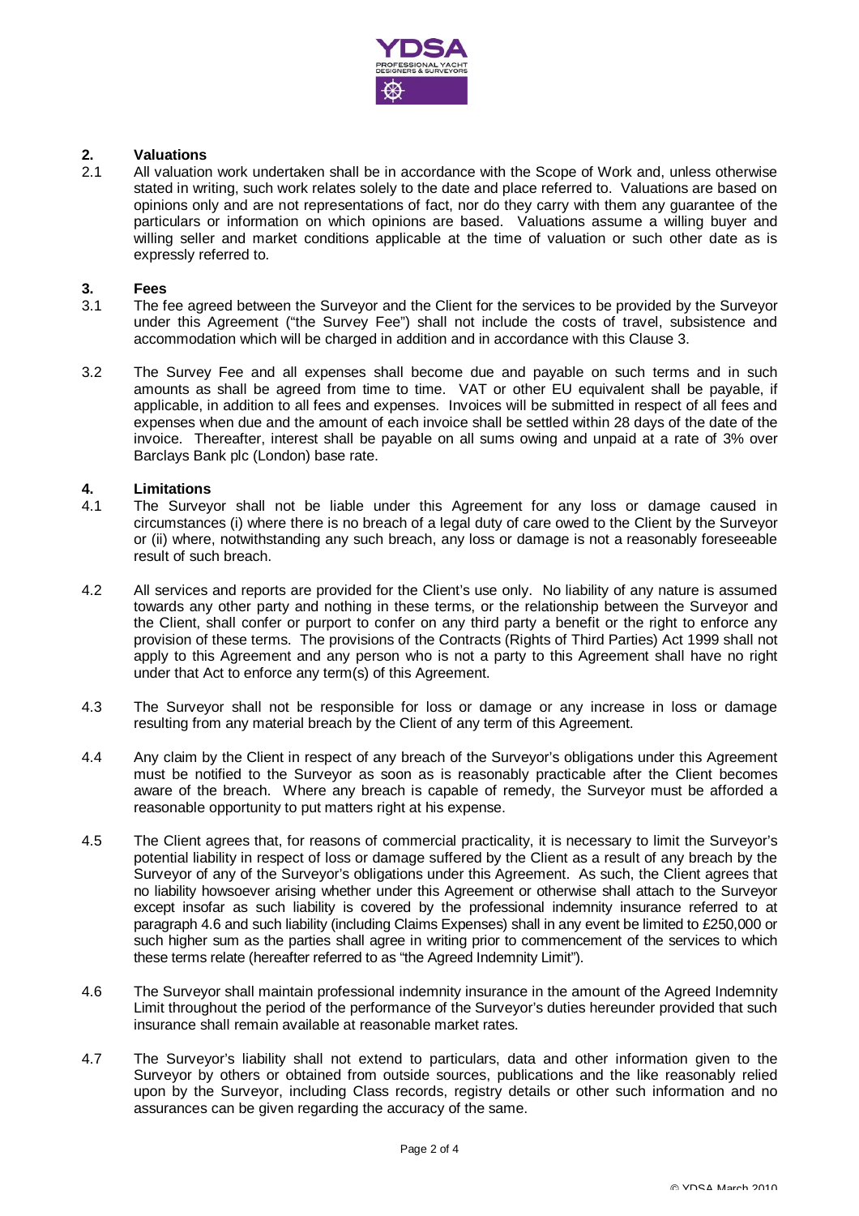## 2. Valuations

2.1 All valuation work undertaken shall be in accordance with the Scope of Work and, unless otherwise stated in writing, such work relates solely to the date and place referred to. Valuations are based on opinions only and are not representations of fact, nor do they carry with them any guarantee of the particulars or information on which opinions are based. Valuations assume a willing buyer and willing seller and market conditions applicable at the time of valuation or such other date as is expressly referred to.

## 3. Fees

3.1 The fee agreed between the Surveyor and the Client for the services to be provided by the Surveyor under this Agreement ("the Survey Fee") shall not include the costs of travel, subsistence and accommodation which will be charged in addition and in accordance with this Clause 3.

3.2 The Survey Fee and all expenses shall become due and payable on such terms and in such amounts as shall be agreed from time to time. VAT or other EU equivalent shall be payable, if applicable, in addition to all fees and expenses. Invoices will be submitted in respect of all fees and expenses when due and the amount of each invoice shall be settled within 28 days of the date of the invoice. Thereafter, interest shall be payable on all sums owing and unpaid at a rate of 3% over Barclays Bank plc (London) base rate.

## 4. Limitations

4.1 The Surveyor shall not be liable under this Agreement for any loss or damage caused in circumstances (i) where there is no breach of a legal duty of care owed to the Client by the Surveyor or (ii) where, notwithstanding any such breach, any loss or damage is not a reasonably foreseeable result of such breach.

4.2 All services and reports are provided for the Client's use only. No liability of any nature is assumed towards any other party and nothing in these terms, or the relationship between the Surveyor and the Client, shall confer or purport to confer on any third party a benefit or the right to enforce any provision of these terms. The provisions of the Contracts (Rights of Third Parties) Act 1999 shall not apply to this Agreement and any person who is not a party to this Agreement shall have no right under that Act to enforce any term(s) of this Agreement.

4.3 The Surveyor shall not be responsible for loss or damage or any increase in loss or damage resulting from any material breach by the Client of any term of this Agreement.

4.4 Any claim by the Client in respect of any breach of the Surveyor's obligations under this Agreement must be notified to the Surveyor as soon as is reasonably practicable after the Client becomes aware of the breach. Where any breach is capable of remedy, the Surveyor must be afforded a reasonable opportunity to put matters right at his expense.

4.5 The Client agrees that, for reasons of commercial practicality, it is necessary to limit the Surveyor's potential liability in respect of loss or damage suffered by the Client as a result of any breach by the Surveyor of any of the Surveyor's obligations under this Agreement. As such, the Client agrees that no liability howsoever arising whether under this Agreement or otherwise shall attach to the Surveyor except insofar as such liability is covered by the professional indemnity insurance referred to at paragraph 4.6 and such liability (including Claims Expenses) shall in any event be limited to £250,000 or such higher sum as the parties shall agree in writing prior to commencement of the services to which these terms relate (hereafter referred to as "the Agreed Indemnity Limit").

4.6 The Surveyor shall maintain professional indemnity insurance in the amount of the Agreed Indemnity Limit throughout the period of the performance of the Surveyor's duties hereunder provided that such insurance shall remain available at reasonable market rates.

4.7 The Surveyor's liability shall not extend to particulars, data and other information given to the Surveyor by others or obtained from outside sources, publications and the like reasonably relied upon by the Surveyor, including Class records, registry details or other such information and no assurances can be given regarding the accuracy of the same.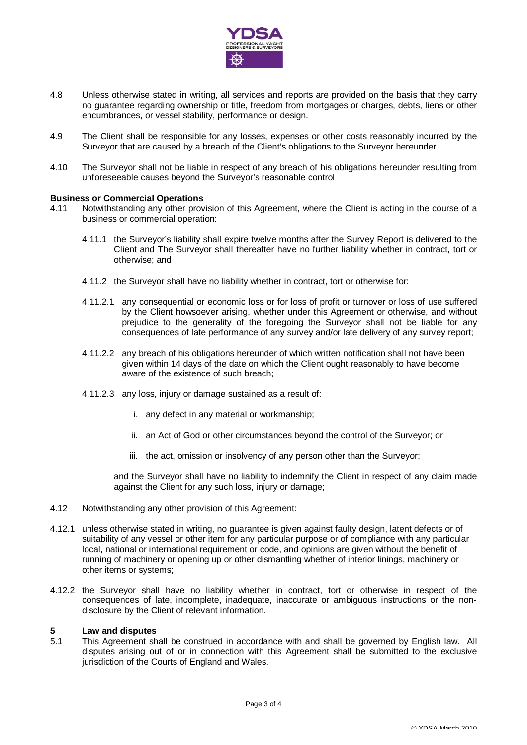4.8 Unless otherwise stated in writing, all services and reports are provided on the basis that they carry no guarantee regarding ownership or title, freedom from mortgages or charges, debts, liens or other encumbrances, or vessel stability, performance or design.

4.9 The Client shall be responsible for any losses, expenses or other costs reasonably incurred by the Surveyor that are caused by a breach of the Client's obligations to the Surveyor hereunder.

4.10 The Surveyor shall not be liable in respect of any breach of his obligations hereunder resulting from unforeseeable causes beyond the Surveyor's reasonable control

**Business or Commercial Operations**

4.11 Notwithstanding any other provision of this Agreement, where the Client is acting in the course of a business or commercial operation:

4.11.1 the Surveyor's liability shall expire twelve months after the Survey Report is delivered to the Client and The Surveyor shall thereafter have no further liability whether in contract, tort or otherwise; and

4.11.2 the Surveyor shall have no liability whether in contract, tort or otherwise for:

4.11.2.1 any consequential or economic loss or for loss of profit or turnover or loss of use suffered by the Client howsoever arising, whether under this Agreement or otherwise, and without prejudice to the generality of the foregoing the Surveyor shall not be liable for any consequences of late performance of any survey and/or late delivery of any survey report;

4.11.2.2 any breach of his obligations hereunder of which written notification shall not have been given within 14 days of the date on which the Client ought reasonably to have become aware of the existence of such breach;

4.11.2.3 any loss, injury or damage sustained as a result of:

i. any defect in any material or workmanship;

ii. an Act of God or other circumstances beyond the control of the Surveyor; or

iii. the act, omission or insolvency of any person other than the Surveyor;

and the Surveyor shall have no liability to indemnify the Client in respect of any claim made against the Client for any such loss, injury or damage;

4.12 Notwithstanding any other provision of this Agreement:

4.12.1 unless otherwise stated in writing, no guarantee is given against faulty design, latent defects or of suitability of any vessel or other item for any particular purpose or of compliance with any particular local, national or international requirement or code, and opinions are given without the benefit of running of machinery or opening up or other dismantling whether of interior linings, machinery or other items or systems;

4.12.2 the Surveyor shall have no liability whether in contract, tort or otherwise in respect of the consequences of late, incomplete, inadequate, inaccurate or ambiguous instructions or the non-disclosure by the Client of relevant information.

## 5 Law and disputes

5.1 This Agreement shall be construed in accordance with and shall be governed by English law. All disputes arising out of or in connection with this Agreement shall be submitted to the exclusive jurisdiction of the Courts of England and Wales.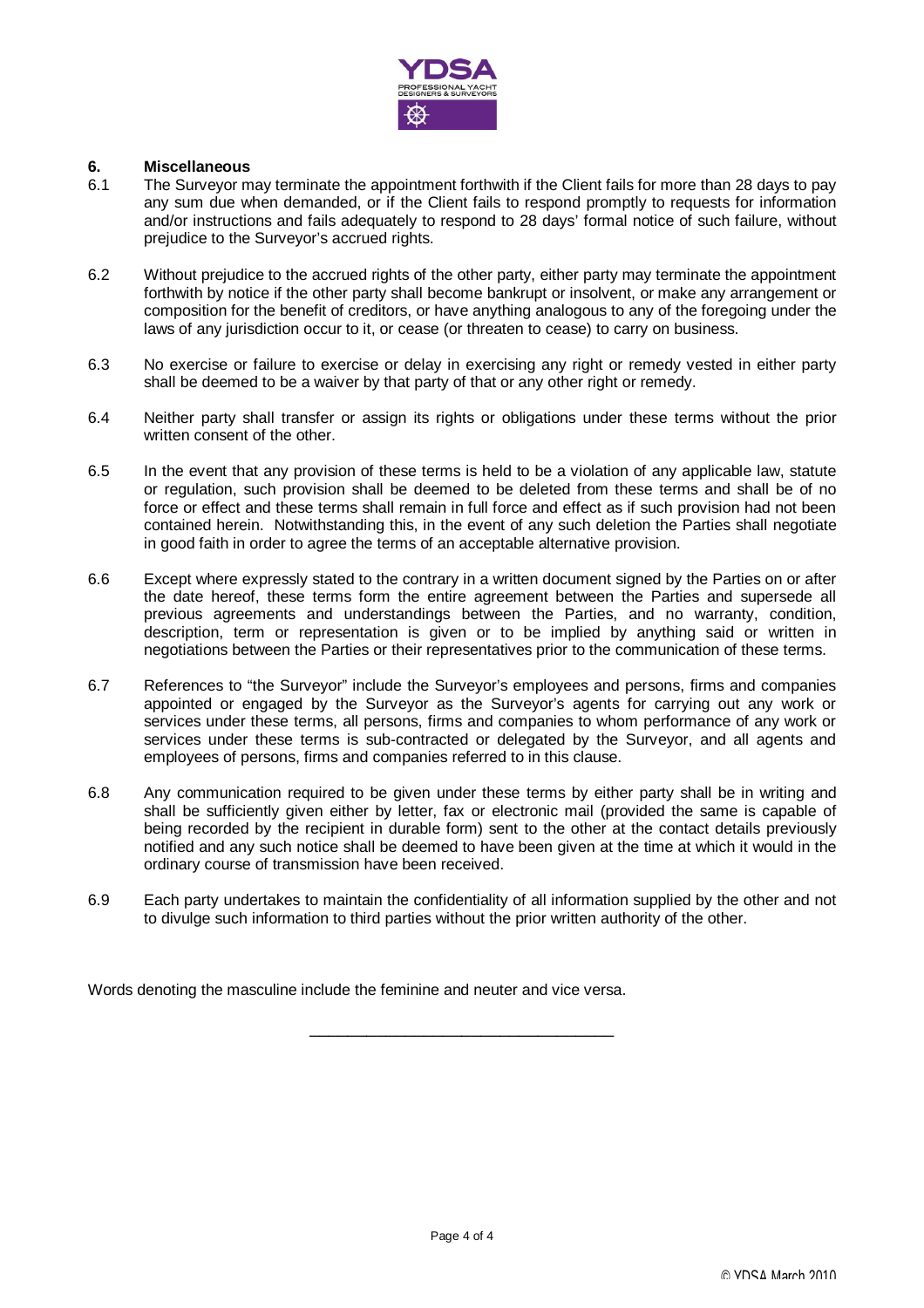## 6. Miscellaneous

6.1 The Surveyor may terminate the appointment forthwith if the Client fails for more than 28 days to pay any sum due when demanded, or if the Client fails to respond promptly to requests for information and/or instructions and fails adequately to respond to 28 days' formal notice of such failure, without prejudice to the Surveyor's accrued rights.

6.2 Without prejudice to the accrued rights of the other party, either party may terminate the appointment forthwith by notice if the other party shall become bankrupt or insolvent, or make any arrangement or composition for the benefit of creditors, or have anything analogous to any of the foregoing under the laws of any jurisdiction occur to it, or cease (or threaten to cease) to carry on business.

6.3 No exercise or failure to exercise or delay in exercising any right or remedy vested in either party shall be deemed to be a waiver by that party of that or any other right or remedy.

6.4 Neither party shall transfer or assign its rights or obligations under these terms without the prior written consent of the other.

6.5 In the event that any provision of these terms is held to be a violation of any applicable law, statute or regulation, such provision shall be deemed to be deleted from these terms and shall be of no force or effect and these terms shall remain in full force and effect as if such provision had not been contained herein. Notwithstanding this, in the event of any such deletion the Parties shall negotiate in good faith in order to agree the terms of an acceptable alternative provision.

6.6 Except where expressly stated to the contrary in a written document signed by the Parties on or after the date hereof, these terms form the entire agreement between the Parties and supersede all previous agreements and understandings between the Parties, and no warranty, condition, description, term or representation is given or to be implied by anything said or written in negotiations between the Parties or their representatives prior to the communication of these terms.

6.7 References to "the Surveyor" include the Surveyor's employees and persons, firms and companies appointed or engaged by the Surveyor as the Surveyor's agents for carrying out any work or services under these terms, all persons, firms and companies to whom performance of any work or services under these terms is sub-contracted or delegated by the Surveyor, and all agents and employees of persons, firms and companies referred to in this clause.

6.8 Any communication required to be given under these terms by either party shall be in writing and shall be sufficiently given either by letter, fax or electronic mail (provided the same is capable of being recorded by the recipient in durable form) sent to the other at the contact details previously notified and any such notice shall be deemed to have been given at the time at which it would in the ordinary course of transmission have been received.

6.9 Each party undertakes to maintain the confidentiality of all information supplied by the other and not to divulge such information to third parties without the prior written authority of the other.

Words denoting the masculine include the feminine and neuter and vice versa.

© YDSA March 2010